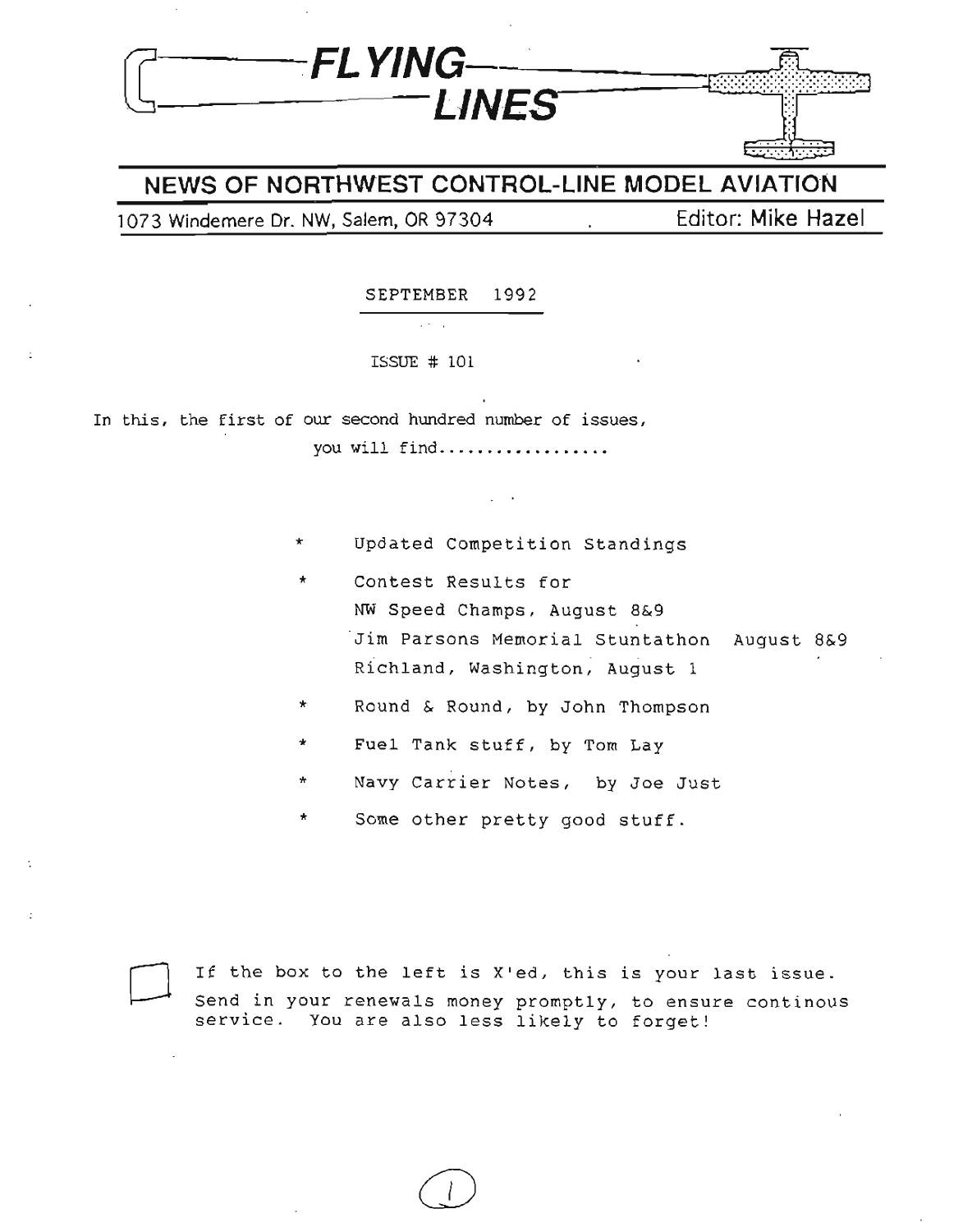# FLYING LINES

## NEWS OF NORTHWEST CONTROL-LINE MODEL AVIATION

1073 Windemere Dr. NW, Salem, OR 97304 Editor: Mike Hazel

SEPTEMBER 1992

ISSUE # 101

In this, the first of our second hundred number of issues, you will find.................

- Updated Competition Standings
- Contest Results for
  NW Speed Champs, August 8&9
  Jim Parsons Memorial Stuntathon August 8&9
  Richland, Washington, August 1
- Round & Round, by John Thompson
- Fuel Tank stuff, by Tom Lay
- Navy Carrier Notes, by Joe Just
- Some other pretty good stuff.

☐ If the box to the left is X'ed, this is your last issue. Send in your renewals money promptly, to ensure continous service. You are also less likely to forget!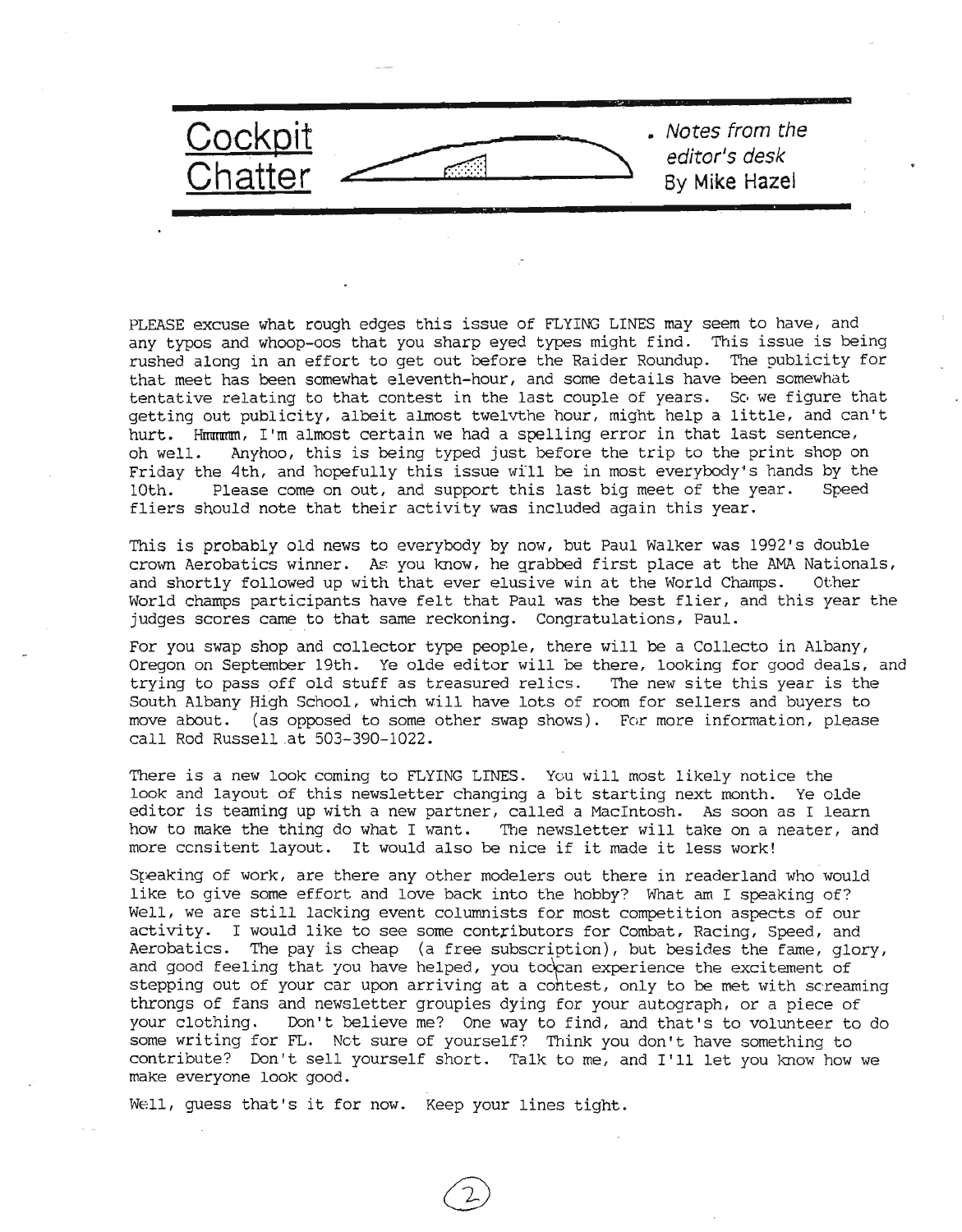# Cockpit Chatter

*Notes from the editor's desk*
By Mike Hazel

PLEASE excuse what rough edges this issue of FLYING LINES may seem to have, and any typos and whoop-oos that you sharp eyed types might find. This issue is being rushed along in an effort to get out before the Raider Roundup. The publicity for that meet has been somewhat eleventh-hour, and some details have been somewhat tentative relating to that contest in the last couple of years. So we figure that getting out publicity, albeit almost twelvthe hour, might help a little, and can't hurt. Hmmmm, I'm almost certain we had a spelling error in that last sentence, oh well. Anyhoo, this is being typed just before the trip to the print shop on Friday the 4th, and hopefully this issue will be in most everybody's hands by the 10th. Please come on out, and support this last big meet of the year. Speed fliers should note that their activity was included again this year.

This is probably old news to everybody by now, but Paul Walker was 1992's double crown Aerobatics winner. As you know, he grabbed first place at the AMA Nationals, and shortly followed up with that ever elusive win at the World Champs. Other World champs participants have felt that Paul was the best flier, and this year the judges scores came to that same reckoning. Congratulations, Paul.

For you swap shop and collector type people, there will be a Collecto in Albany, Oregon on September 19th. Ye olde editor will be there, looking for good deals, and trying to pass off old stuff as treasured relics. The new site this year is the South Albany High School, which will have lots of room for sellers and buyers to move about. (as opposed to some other swap shows). For more information, please call Rod Russell at 503-390-1022.

There is a new look coming to FLYING LINES. You will most likely notice the look and layout of this newsletter changing a bit starting next month. Ye olde editor is teaming up with a new partner, called a MacIntosh. As soon as I learn how to make the thing do what I want. The newsletter will take on a neater, and more consitent layout. It would also be nice if it made it less work!

Speaking of work, are there any other modelers out there in readerland who would like to give some effort and love back into the hobby? What am I speaking of? Well, we are still lacking event columnists for most competition aspects of our activity. I would like to see some contributors for Combat, Racing, Speed, and Aerobatics. The pay is cheap (a free subscription), but besides the fame, glory, and good feeling that you have helped, you too can experience the excitement of stepping out of your car upon arriving at a contest, only to be met with screaming throngs of fans and newsletter groupies dying for your autograph, or a piece of your clothing. Don't believe me? One way to find, and that's to volunteer to do some writing for FL. Not sure of yourself? Think you don't have something to contribute? Don't sell yourself short. Talk to me, and I'll let you know how we make everyone look good.

Well, guess that's it for now. Keep your lines tight.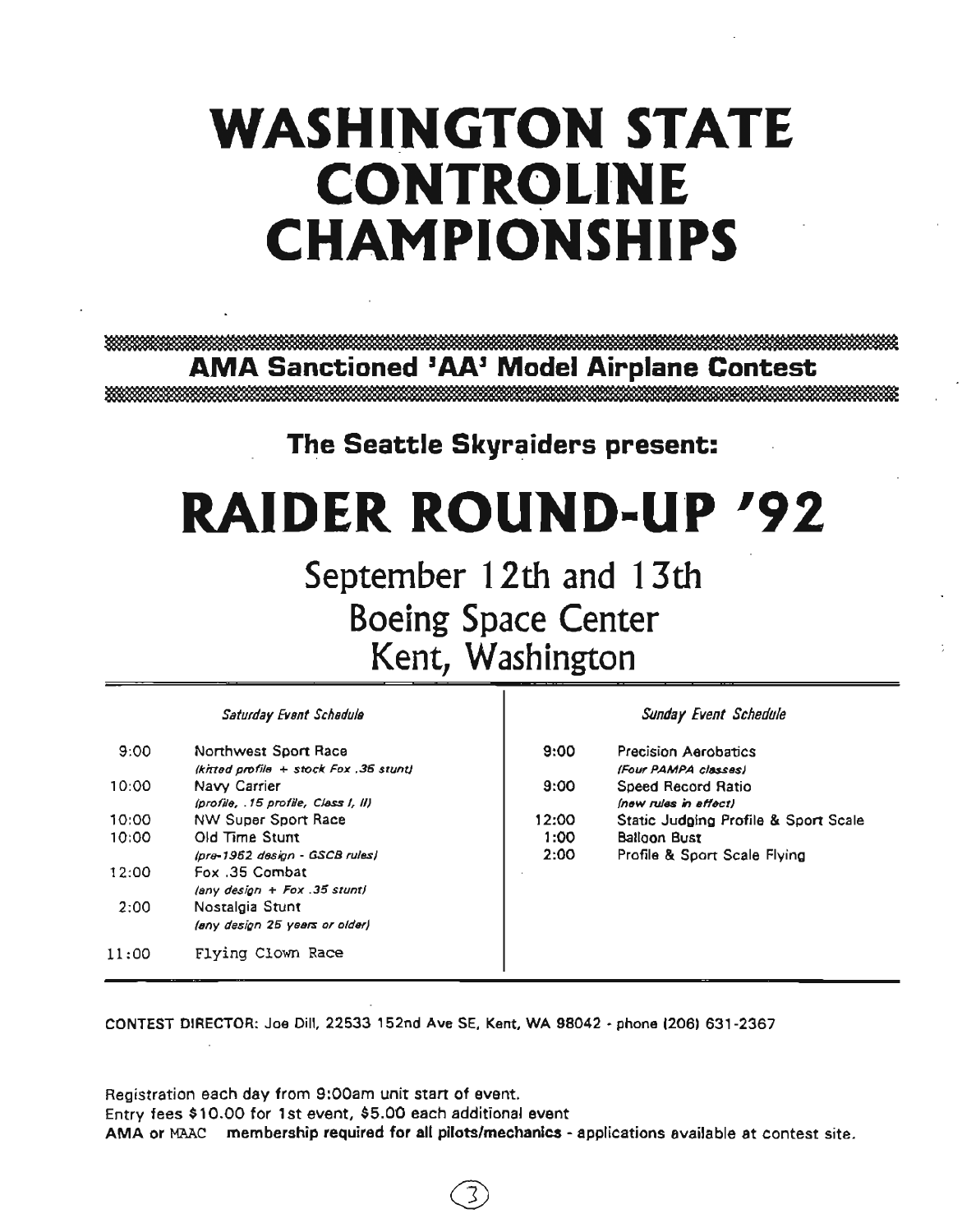# WASHINGTON STATE CONTROLINE CHAMPIONSHIPS

**AMA Sanctioned 'AA' Model Airplane Contest**

**The Seattle Skyraiders present:**

# RAIDER ROUND-UP '92

## September 12th and 13th
## Boeing Space Center
## Kent, Washington

*Saturday Event Schedule*

| Time | Event |
|---|---|
| 9:00 | Northwest Sport Race *(kitted profile + stock Fox .35 stunt)* |
| 10:00 | Navy Carrier *(profile, .15 profile, Class I, II)* |
| 10:00 | NW Super Sport Race |
| 10:00 | Old Time Stunt *(pre-1952 design - GSCB rules)* |
| 12:00 | Fox .35 Combat *(any design + Fox .35 stunt)* |
| 2:00 | Nostalgia Stunt *(any design 25 years or older)* |
| 11:00 | Flying Clown Race |

*Sunday Event Schedule*

| Time | Event |
|---|---|
| 9:00 | Precision Aerobatics *(Four PAMPA classes)* |
| 9:00 | Speed Record Ratio *(new rules in effect)* |
| 12:00 | Static Judging Profile & Sport Scale |
| 1:00 | Balloon Bust |
| 2:00 | Profile & Sport Scale Flying |

CONTEST DIRECTOR: Joe Dill, 22533 152nd Ave SE, Kent, WA 98042 - phone (206) 631-2367

Registration each day from 9:00am unit start of event.
Entry fees $10.00 for 1st event, $5.00 each additional event
AMA or MAAC **membership required for all pilots/mechanics** - applications available at contest site.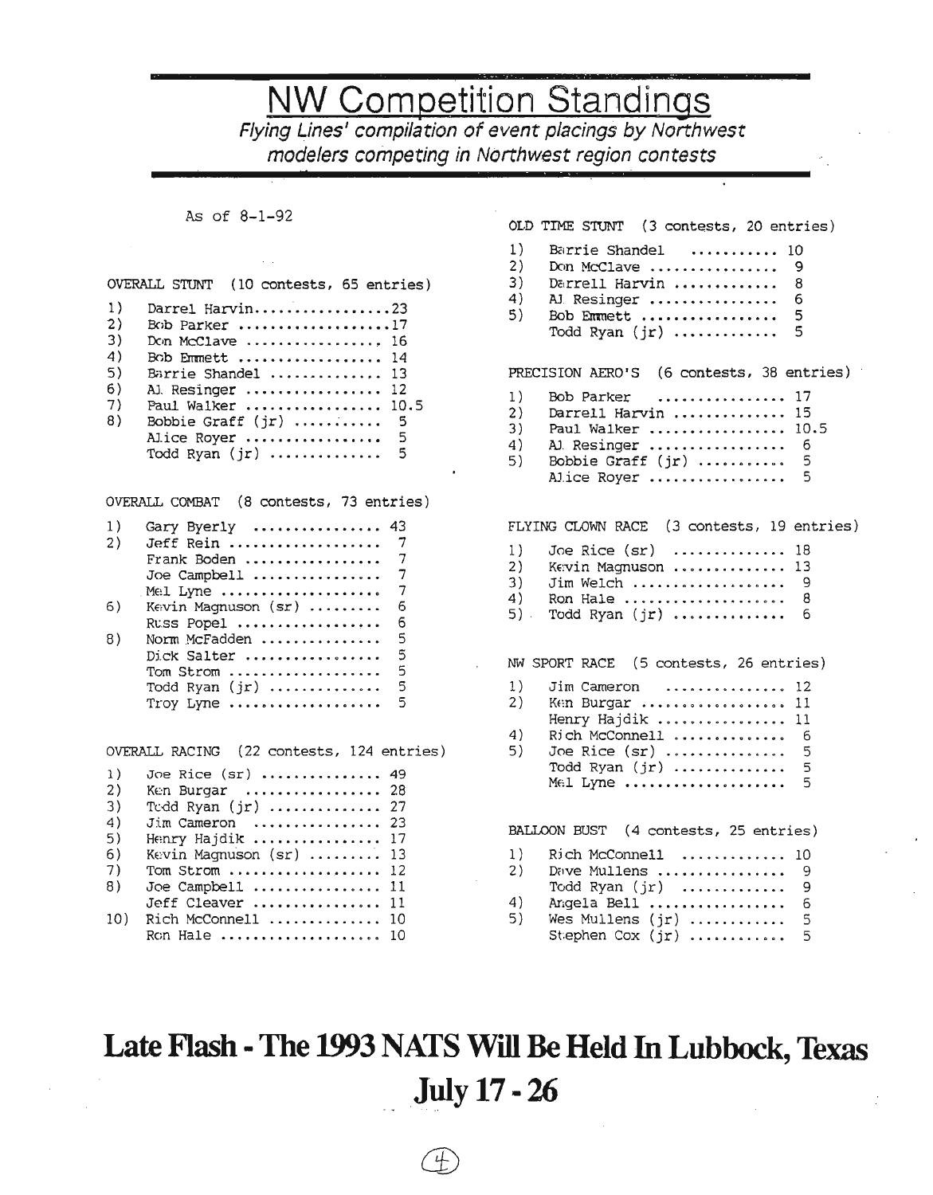# NW Competition Standings

*Flying Lines' compilation of event placings by Northwest modelers competing in Northwest region contests*

As of 8-1-92

**OVERALL STUNT (10 contests, 65 entries)**

1) Darrel Harvin .................23
2) Bob Parker ...................17
3) Don McClave ................. 16
4) Bob Emmett .................. 14
5) Barrie Shandel .............. 13
6) AJ Resinger ................. 12
7) Paul Walker ................. 10.5
8) Bobbie Graff (jr) ........... 5
   Alice Royer ................. 5
   Todd Ryan (jr) .............. 5

**OVERALL COMBAT (8 contests, 73 entries)**

1) Gary Byerly ................ 43
2) Jeff Rein ................... 7
   Frank Boden ................. 7
   Joe Campbell ................ 7
   Mel Lyne .................... 7
6) Kevin Magnuson (sr) ......... 6
   Russ Popel .................. 6
8) Norm McFadden ............... 5
   Dick Salter ................. 5
   Tom Strom ................... 5
   Todd Ryan (jr) .............. 5
   Troy Lyne ................... 5

**OVERALL RACING (22 contests, 124 entries)**

1) Joe Rice (sr) ............... 49
2) Ken Burgar .................. 28
3) Todd Ryan (jr) .............. 27
4) Jim Cameron ................. 23
5) Henry Hajdik ................ 17
6) Kevin Magnuson (sr) ......... 13
7) Tom Strom ................... 12
8) Joe Campbell ................ 11
   Jeff Cleaver ................ 11
10) Rich McConnell ............. 10
   Ron Hale .................... 10

**OLD TIME STUNT (3 contests, 20 entries)**

1) Barrie Shandel ........... 10
2) Don McClave ................ 9
3) Darrell Harvin ............. 8
4) AJ Resinger ................ 6
5) Bob Emmett ................. 5
   Todd Ryan (jr) ............. 5

**PRECISION AERO'S (6 contests, 38 entries)**

1) Bob Parker ................ 17
2) Darrell Harvin .............. 15
3) Paul Walker ................. 10.5
4) AJ Resinger ................. 6
5) Bobbie Graff (jr) ........... 5
   Alice Royer ................. 5

**FLYING CLOWN RACE (3 contests, 19 entries)**

1) Joe Rice (sr) ............. 18
2) Kevin Magnuson .............. 13
3) Jim Welch ................... 9
4) Ron Hale .................... 8
5) Todd Ryan (jr) .............. 6

**NW SPORT RACE (5 contests, 26 entries)**

1) Jim Cameron ............... 12
2) Ken Burgar .................. 11
   Henry Hajdik ................ 11
4) Rich McConnell .............. 6
5) Joe Rice (sr) ............... 5
   Todd Ryan (jr) .............. 5
   Mel Lyne .................... 5

**BALLOON BUST (4 contests, 25 entries)**

1) Rich McConnell ............ 10
2) Dave Mullens ................ 9
   Todd Ryan (jr) ............. 9
4) Angela Bell ................. 6
5) Wes Mullens (jr) ............ 5
   Stephen Cox (jr) ............ 5

# Late Flash - The 1993 NATS Will Be Held In Lubbock, Texas July 17 - 26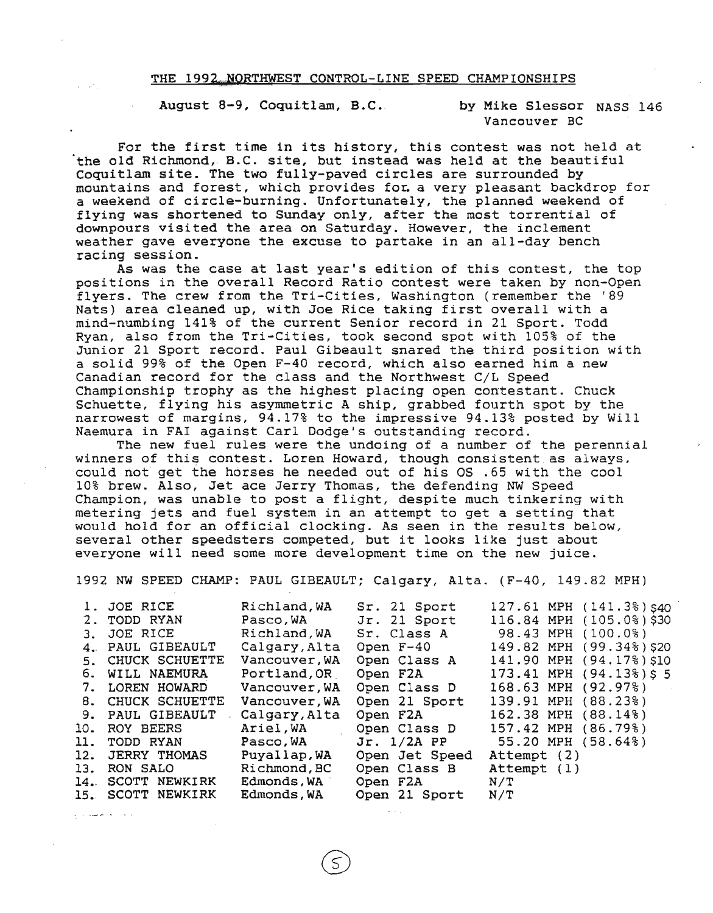# THE 1992 NORTHWEST CONTROL-LINE SPEED CHAMPIONSHIPS

August 8-9, Coquitlam, B.C. — by Mike Slessor NASS 146, Vancouver BC

For the first time in its history, this contest was not held at the old Richmond, B.C. site, but instead was held at the beautiful Coquitlam site. The two fully-paved circles are surrounded by mountains and forest, which provides for a very pleasant backdrop for a weekend of circle-burning. Unfortunately, the planned weekend of flying was shortened to Sunday only, after the most torrential of downpours visited the area on Saturday. However, the inclement weather gave everyone the excuse to partake in an all-day bench racing session.

As was the case at last year's edition of this contest, the top positions in the overall Record Ratio contest were taken by non-Open flyers. The crew from the Tri-Cities, Washington (remember the '89 Nats) area cleaned up, with Joe Rice taking first overall with a mind-numbing 141% of the current Senior record in 21 Sport. Todd Ryan, also from the Tri-Cities, took second spot with 105% of the Junior 21 Sport record. Paul Gibeault snared the third position with a solid 99% of the Open F-40 record, which also earned him a new Canadian record for the class and the Northwest C/L Speed Championship trophy as the highest placing open contestant. Chuck Schuette, flying his asymmetric A ship, grabbed fourth spot by the narrowest of margins, 94.17% to the impressive 94.13% posted by Will Naemura in FAI against Carl Dodge's outstanding record.

The new fuel rules were the undoing of a number of the perennial winners of this contest. Loren Howard, though consistent as always, could not get the horses he needed out of his OS .65 with the cool 10% brew. Also, Jet ace Jerry Thomas, the defending NW Speed Champion, was unable to post a flight, despite much tinkering with metering jets and fuel system in an attempt to get a setting that would hold for an official clocking. As seen in the results below, several other speedsters competed, but it looks like just about everyone will need some more development time on the new juice.

1992 NW SPEED CHAMP: PAUL GIBEAULT; Calgary, Alta. (F-40, 149.82 MPH)

| | Name | Location | Class | Result | Prize |
|---|---|---|---|---|---|
| 1. | JOE RICE | Richland,WA | Sr. 21 Sport | 127.61 MPH (141.3%) | $40 |
| 2. | TODD RYAN | Pasco,WA | Jr. 21 Sport | 116.84 MPH (105.0%) | $30 |
| 3. | JOE RICE | Richland,WA | Sr. Class A | 98.43 MPH (100.0%) | |
| 4. | PAUL GIBEAULT | Calgary,Alta | Open F-40 | 149.82 MPH (99.34%) | $20 |
| 5. | CHUCK SCHUETTE | Vancouver,WA | Open Class A | 141.90 MPH (94.17%) | $10 |
| 6. | WILL NAEMURA | Portland,OR | Open F2A | 173.41 MPH (94.13%) | $ 5 |
| 7. | LOREN HOWARD | Vancouver,WA | Open Class D | 168.63 MPH (92.97%) | |
| 8. | CHUCK SCHUETTE | Vancouver,WA | Open 21 Sport | 139.91 MPH (88.23%) | |
| 9. | PAUL GIBEAULT | Calgary,Alta | Open F2A | 162.38 MPH (88.14%) | |
| 10. | ROY BEERS | Ariel,WA | Open Class D | 157.42 MPH (86.79%) | |
| 11. | TODD RYAN | Pasco,WA | Jr. 1/2A PP | 55.20 MPH (58.64%) | |
| 12. | JERRY THOMAS | Puyallap,WA | Open Jet Speed | Attempt (2) | |
| 13. | RON SALO | Richmond,BC | Open Class B | Attempt (1) | |
| 14. | SCOTT NEWKIRK | Edmonds,WA | Open F2A | N/T | |
| 15. | SCOTT NEWKIRK | Edmonds,WA | Open 21 Sport | N/T | |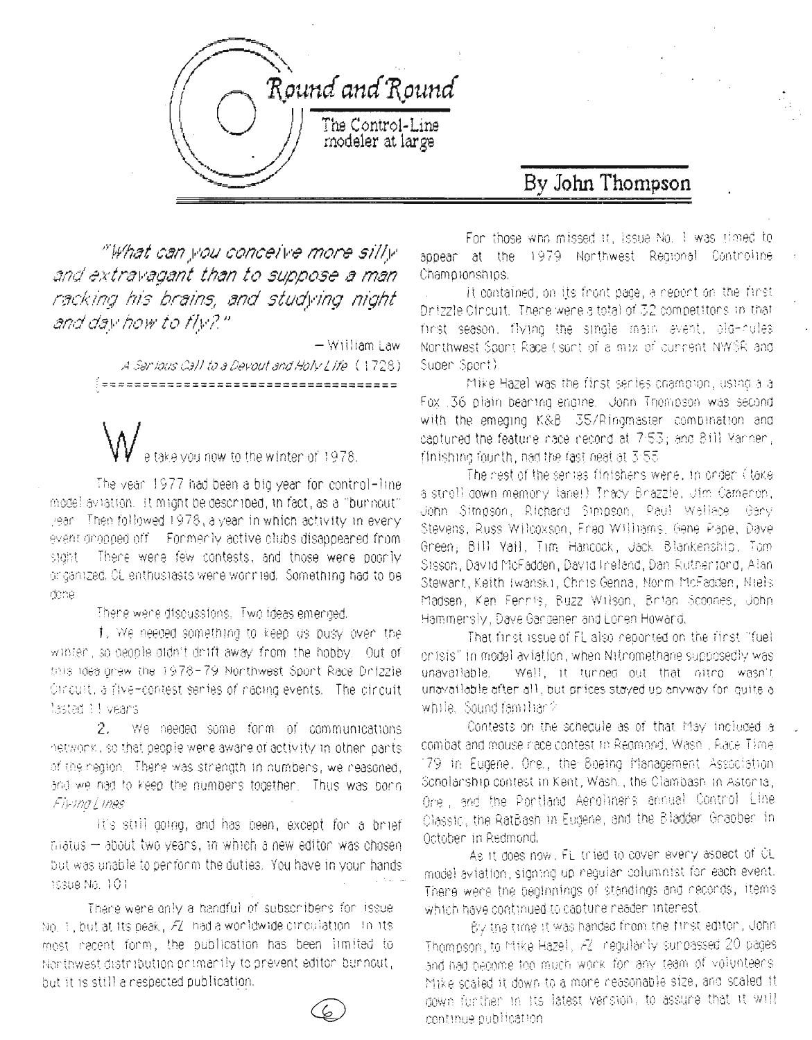# Round and Round

The Control-Line modeler at large

## By John Thompson

*"What can you conceive more silly and extravagant than to suppose a man racking his brains, and studying night and day how to fly?"*

— William Law

*A Serious Call to a Devout and Holy Life* (1728)

We take you now to the winter of 1978.

The year 1977 had been a big year for control-line model aviation. It might be described, in fact, as a "burnout" year. Then followed 1978, a year in which activity in every event dropped off. Formerly active clubs disappeared from sight. There were few contests, and those were poorly organized. CL enthusiasts were worried. Something had to be done.

There were discussions. Two ideas emerged.

1. We needed something to keep us busy over the winter, so people didn't drift away from the hobby. Out of this idea grew the 1978-79 Northwest Sport Race Drizzle Circuit, a five-contest series of racing events. The circuit lasted 11 years.

2. We needed some form of communications network, so that people were aware of activity in other parts of the region. There was strength in numbers, we reasoned, and we had to keep the numbers together. Thus was born *Flying Lines*.

It's still going, and has been, except for a brief hiatus — about two years, in which a new editor was chosen but was unable to perform the duties. You have in your hands issue No. 101.

There were only a handful of subscribers for issue No. 1, but at its peak, *FL* had a worldwide circulation. In its most recent form, the publication has been limited to Northwest distribution primarily to prevent editor burnout, but it is still a respected publication.

For those who missed it, issue No. 1 was timed to appear at the 1979 Northwest Regional Controline Championships.

It contained, on its front page, a report on the first Drizzle Circuit. There were a total of 32 competitors in that first season, flying the single main event, old-rules Northwest Sport Race (sort of a mix of current NWSR and Super Sport).

Mike Hazel was the first series champion, using a a Fox .36 plain bearing engine. John Thompson was second with the emerging K&B .35/Ringmaster combination and captured the feature race record at 7:53; and Bill Varner, finishing fourth, had the fast heat at 3:55.

The rest of the series finishers were, in order (take a stroll down memory lane!) Tracy Brazzle, Jim Cameron, John Simpson, Richard Simpson, Paul Wallace, Gary Stevens, Russ Wilcoxson, Fred Williams, Gene Pape, Dave Green, Bill Vail, Tim Hancock, Jack Blankenship, Tom Sisson, David McFadden, David Ireland, Dan Rutherford, Alan Stewart, Keith Iwanski, Chris Genna, Norm McFadden, Niels Madsen, Ken Ferris, Buzz Wilson, Brian Scoones, John Hammersly, Dave Gardener and Loren Howard.

That first issue of FL also reported on the first "fuel crisis" in model aviation, when Nitromethane supposedly was unavailable. Well, it turned out that nitro wasn't unavailable after all, but prices stayed up anyway for quite a while. Sound familiar?

Contests on the schedule as of that May included a combat and mouse race contest in Redmond, Wash., Race Time '79 in Eugene, Ore., the Boeing Management Association Scholarship contest in Kent, Wash., the Clambash in Astoria, Ore., and the Portland Aeroliners annual Control Line Classic, the RatBash in Eugene, and the Bladder Grabber in October in Redmond.

As it does now, FL tried to cover every aspect of CL model aviation, signing up regular columnist for each event. There were the beginnings of standings and records, items which have continued to capture reader interest.

By the time it was handed from the first editor, John Thompson, to Mike Hazel, *FL* regularly surpassed 20 pages and had become too much work for any team of volunteers. Mike scaled it down to a more reasonable size, and scaled it down further in its latest version, to assure that it will continue publication.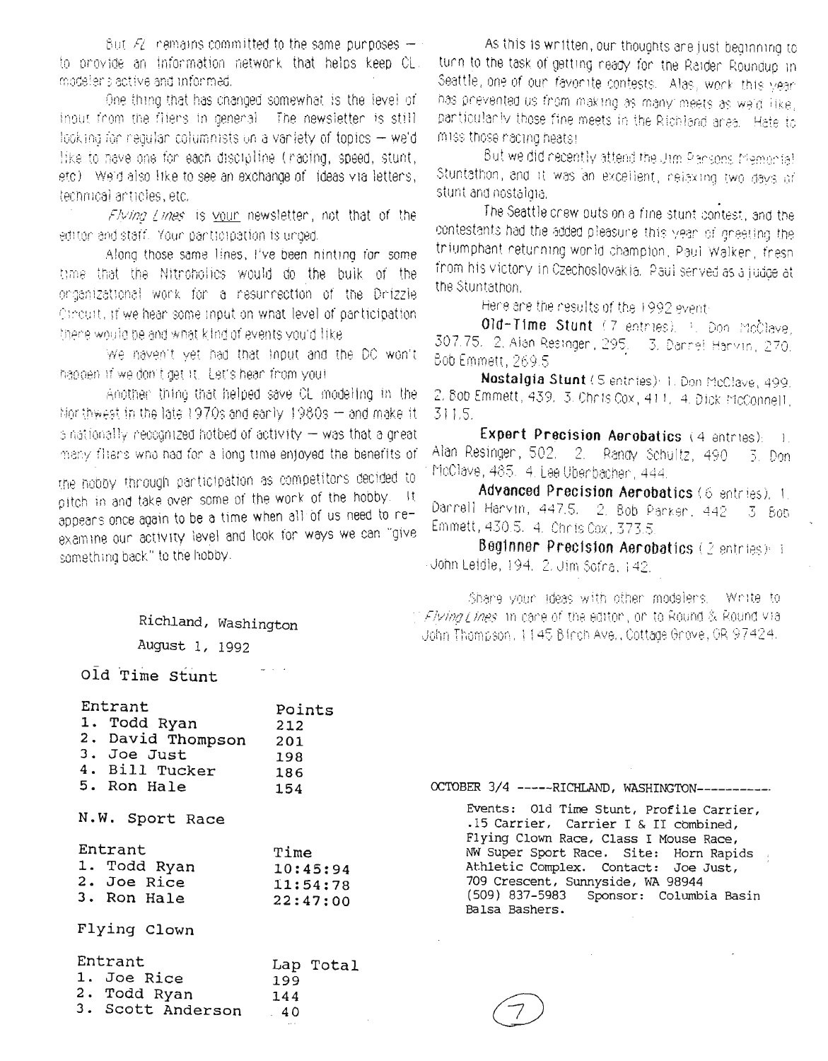But *FL* remains committed to the same purposes — to provide an information network that helps keep CL modelers active and informed.

One thing that has changed somewhat is the level of input from the fliers in general. The newsletter is still looking for regular columnists on a variety of topics — we'd like to have one for each discipline (racing, speed, stunt, etc). We'd also like to see an exchange of ideas via letters, technical articles, etc.

*Flying Lines* is your newsletter, not that of the editor and staff. Your participation is urged.

Along those same lines, I've been hinting for some time that the Nitroholics would do the bulk of the organizational work for a resurrection of the Drizzle Circuit, if we hear some input on what level of participation there would be and what kind of events you'd like.

We haven't yet had that input and the DC won't happen if we don't get it. Let's hear from you!

Another thing that helped save CL modeling in the Northwest in the late 1970s and early 1980s — and make it a nationally recognized hotbed of activity — was that a great many fliers who had for a long time enjoyed the benefits of the hobby through participation as competitors decided to pitch in and take over some of the work of the hobby. It appears once again to be a time when all of us need to re-examine our activity level and look for ways we can "give something back" to the hobby.

As this is written, our thoughts are just beginning to turn to the task of getting ready for the Raider Roundup in Seattle, one of our favorite contests. Alas, work this year has prevented us from making as many meets as we'd like, particularly those fine meets in the Richland area. Hate to miss those racing heats!

But we did recently attend the Jim Parsons Memorial Stuntathon, and it was an excellent, relaxing two days of stunt and nostalgia.

The Seattle crew puts on a fine stunt contest, and the contestants had the added pleasure this year of greeting the triumphant returning world champion, Paul Walker, fresh from his victory in Czechoslovakia. Paul served as a judge at the Stuntathon.

Here are the results of the 1992 event:

**Old-Time Stunt** (7 entries): 1. Don McClave, 307.75. 2. Alan Resinger, 295. 3. Darrel Harvin, 270. Bob Emmett, 269.5.

**Nostalgia Stunt** (5 entries): 1. Don McClave, 499. 2. Bob Emmett, 439. 3. Chris Cox, 411. 4. Dick McConnell, 311.5.

**Expert Precision Aerobatics** (4 entries): 1. Alan Resinger, 502. 2. Randy Schultz, 490. 3. Don McClave, 485. 4. Lee Uberbacher, 444.

**Advanced Precision Aerobatics** (6 entries): 1. Darrell Harvin, 447.5. 2. Bob Parker, 442. 3. Bob Emmett, 430.5. 4. Chris Cox, 373.5.

**Beginner Precision Aerobatics** (2 entries): 1. John Leidle, 194. 2. Jim Sofra, 142.

Share your ideas with other modelers. Write to *Flying Lines* in care of the editor, or to Round & Round via John Thompson, 1145 Birch Ave., Cottage Grove, OR 97424.

Richland, Washington
August 1, 1992

Old Time Stunt

| Entrant | Points |
|---|---|
| 1. Todd Ryan | 212 |
| 2. David Thompson | 201 |
| 3. Joe Just | 198 |
| 4. Bill Tucker | 186 |
| 5. Ron Hale | 154 |

N.W. Sport Race

| Entrant | Time |
|---|---|
| 1. Todd Ryan | 10:45:94 |
| 2. Joe Rice | 11:54:78 |
| 3. Ron Hale | 22:47:00 |

Flying Clown

| Entrant | Lap Total |
|---|---|
| 1. Joe Rice | 199 |
| 2. Todd Ryan | 144 |
| 3. Scott Anderson | 40 |

OCTOBER 3/4 -----RICHLAND, WASHINGTON----------

Events: Old Time Stunt, Profile Carrier, .15 Carrier, Carrier I & II combined, Flying Clown Race, Class I Mouse Race, NW Super Sport Race. Site: Horn Rapids Athletic Complex. Contact: Joe Just, 709 Crescent, Sunnyside, WA 98944 (509) 837-5983 Sponsor: Columbia Basin Balsa Bashers.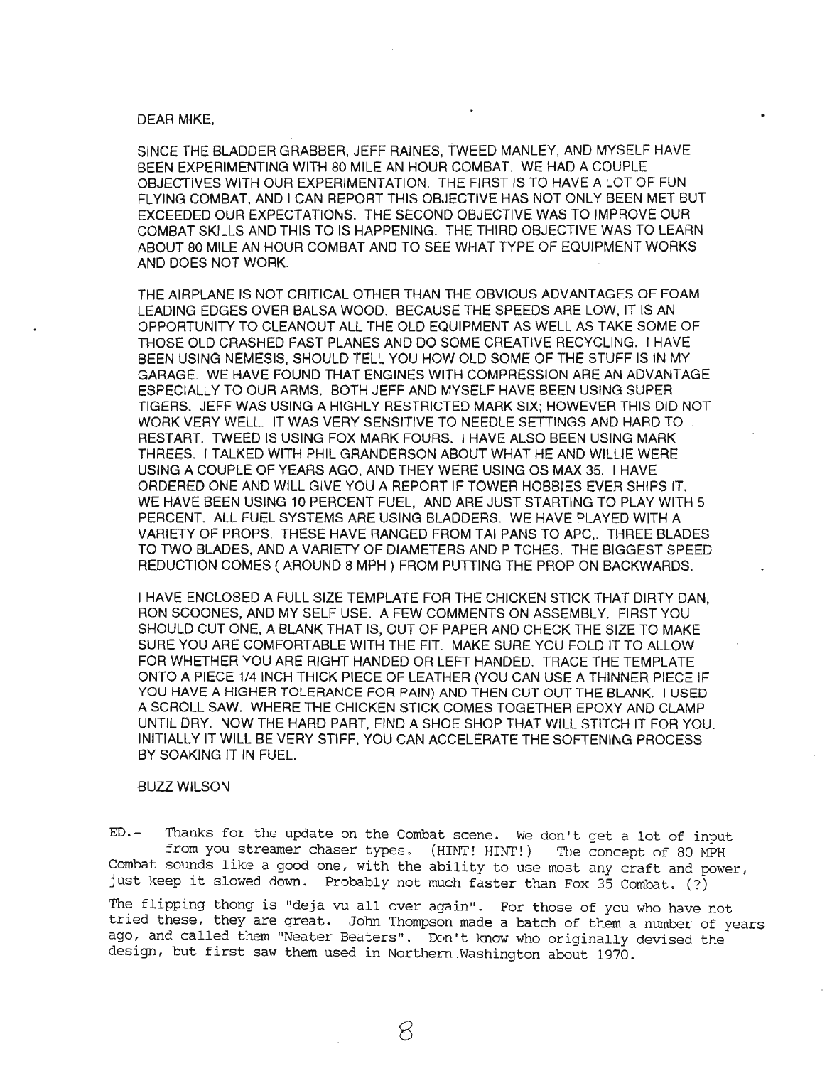DEAR MIKE,

SINCE THE BLADDER GRABBER, JEFF RAINES, TWEED MANLEY, AND MYSELF HAVE BEEN EXPERIMENTING WITH 80 MILE AN HOUR COMBAT. WE HAD A COUPLE OBJECTIVES WITH OUR EXPERIMENTATION. THE FIRST IS TO HAVE A LOT OF FUN FLYING COMBAT, AND I CAN REPORT THIS OBJECTIVE HAS NOT ONLY BEEN MET BUT EXCEEDED OUR EXPECTATIONS. THE SECOND OBJECTIVE WAS TO IMPROVE OUR COMBAT SKILLS AND THIS TO IS HAPPENING. THE THIRD OBJECTIVE WAS TO LEARN ABOUT 80 MILE AN HOUR COMBAT AND TO SEE WHAT TYPE OF EQUIPMENT WORKS AND DOES NOT WORK.

THE AIRPLANE IS NOT CRITICAL OTHER THAN THE OBVIOUS ADVANTAGES OF FOAM LEADING EDGES OVER BALSA WOOD. BECAUSE THE SPEEDS ARE LOW, IT IS AN OPPORTUNITY TO CLEANOUT ALL THE OLD EQUIPMENT AS WELL AS TAKE SOME OF THOSE OLD CRASHED FAST PLANES AND DO SOME CREATIVE RECYCLING. I HAVE BEEN USING NEMESIS, SHOULD TELL YOU HOW OLD SOME OF THE STUFF IS IN MY GARAGE. WE HAVE FOUND THAT ENGINES WITH COMPRESSION ARE AN ADVANTAGE ESPECIALLY TO OUR ARMS. BOTH JEFF AND MYSELF HAVE BEEN USING SUPER TIGERS. JEFF WAS USING A HIGHLY RESTRICTED MARK SIX; HOWEVER THIS DID NOT WORK VERY WELL. IT WAS VERY SENSITIVE TO NEEDLE SETTINGS AND HARD TO RESTART. TWEED IS USING FOX MARK FOURS. I HAVE ALSO BEEN USING MARK THREES. I TALKED WITH PHIL GRANDERSON ABOUT WHAT HE AND WILLIE WERE USING A COUPLE OF YEARS AGO, AND THEY WERE USING OS MAX 35. I HAVE ORDERED ONE AND WILL GIVE YOU A REPORT IF TOWER HOBBIES EVER SHIPS IT. WE HAVE BEEN USING 10 PERCENT FUEL, AND ARE JUST STARTING TO PLAY WITH 5 PERCENT. ALL FUEL SYSTEMS ARE USING BLADDERS. WE HAVE PLAYED WITH A VARIETY OF PROPS. THESE HAVE RANGED FROM TAI PANS TO APC,. THREE BLADES TO TWO BLADES, AND A VARIETY OF DIAMETERS AND PITCHES. THE BIGGEST SPEED REDUCTION COMES ( AROUND 8 MPH ) FROM PUTTING THE PROP ON BACKWARDS.

I HAVE ENCLOSED A FULL SIZE TEMPLATE FOR THE CHICKEN STICK THAT DIRTY DAN, RON SCOONES, AND MY SELF USE. A FEW COMMENTS ON ASSEMBLY. FIRST YOU SHOULD CUT ONE, A BLANK THAT IS, OUT OF PAPER AND CHECK THE SIZE TO MAKE SURE YOU ARE COMFORTABLE WITH THE FIT. MAKE SURE YOU FOLD IT TO ALLOW FOR WHETHER YOU ARE RIGHT HANDED OR LEFT HANDED. TRACE THE TEMPLATE ONTO A PIECE 1/4 INCH THICK PIECE OF LEATHER (YOU CAN USE A THINNER PIECE IF YOU HAVE A HIGHER TOLERANCE FOR PAIN) AND THEN CUT OUT THE BLANK. I USED A SCROLL SAW. WHERE THE CHICKEN STICK COMES TOGETHER EPOXY AND CLAMP UNTIL DRY. NOW THE HARD PART, FIND A SHOE SHOP THAT WILL STITCH IT FOR YOU. INITIALLY IT WILL BE VERY STIFF, YOU CAN ACCELERATE THE SOFTENING PROCESS BY SOAKING IT IN FUEL.

BUZZ WILSON

ED.- Thanks for the update on the Combat scene. We don't get a lot of input from you streamer chaser types. (HINT! HINT!) The concept of 80 MPH Combat sounds like a good one, with the ability to use most any craft and power, just keep it slowed down. Probably not much faster than Fox 35 Combat. (?)

The flipping thong is "deja vu all over again". For those of you who have not tried these, they are great. John Thompson made a batch of them a number of years ago, and called them "Neater Beaters". Don't know who originally devised the design, but first saw them used in Northern Washington about 1970.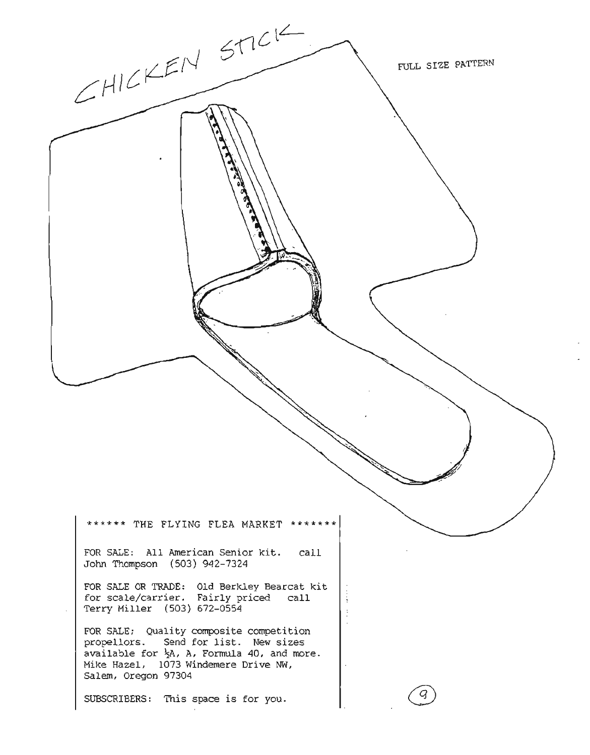CHICKEN STICK

FULL SIZE PATTERN

****** THE FLYING FLEA MARKET *******

FOR SALE: All American Senior kit. call John Thompson (503) 942-7324

FOR SALE OR TRADE: Old Berkley Bearcat kit for scale/carrier. Fairly priced call Terry Miller (503) 672-0554

FOR SALE; Quality composite competition propellors. Send for list. New sizes available for ½A, A, Formula 40, and more. Mike Hazel, 1073 Windemere Drive NW, Salem, Oregon 97304

SUBSCRIBERS: This space is for you.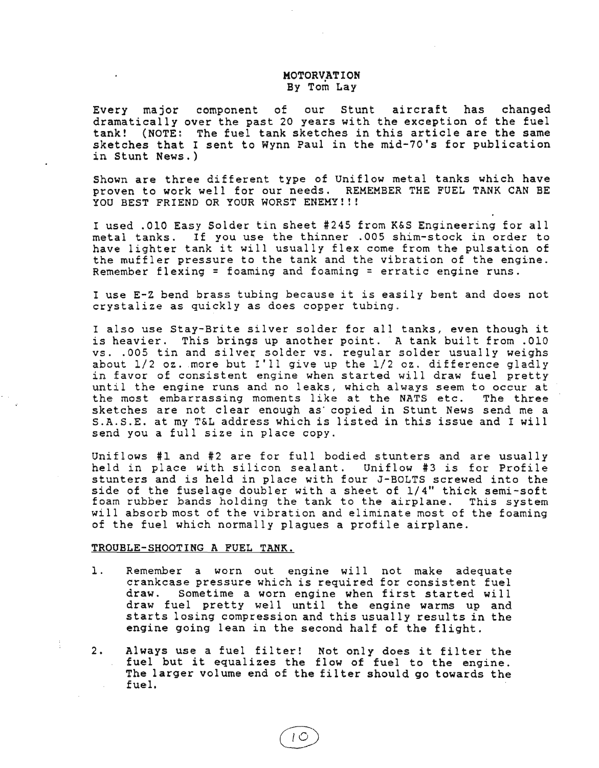# MOTORVATION

By Tom Lay

Every major component of our Stunt aircraft has changed dramatically over the past 20 years with the exception of the fuel tank! (NOTE: The fuel tank sketches in this article are the same sketches that I sent to Wynn Paul in the mid-70's for publication in Stunt News.)

Shown are three different type of Uniflow metal tanks which have proven to work well for our needs. REMEMBER THE FUEL TANK CAN BE YOU BEST FRIEND OR YOUR WORST ENEMY!!!

I used .010 Easy Solder tin sheet #245 from K&S Engineering for all metal tanks. If you use the thinner .005 shim-stock in order to have lighter tank it will usually flex come from the pulsation of the muffler pressure to the tank and the vibration of the engine. Remember flexing = foaming and foaming = erratic engine runs.

I use E-Z bend brass tubing because it is easily bent and does not crystalize as quickly as does copper tubing.

I also use Stay-Brite silver solder for all tanks, even though it is heavier. This brings up another point. A tank built from .010 vs. .005 tin and silver solder vs. regular solder usually weighs about 1/2 oz. more but I'll give up the 1/2 oz. difference gladly in favor of consistent engine when started will draw fuel pretty until the engine runs and no leaks, which always seem to occur at the most embarrassing moments like at the NATS etc. The three sketches are not clear enough as copied in Stunt News send me a S.A.S.E. at my T&L address which is listed in this issue and I will send you a full size in place copy.

Uniflows #1 and #2 are for full bodied stunters and are usually held in place with silicon sealant. Uniflow #3 is for Profile stunters and is held in place with four J-BOLTS screwed into the side of the fuselage doubler with a sheet of 1/4" thick semi-soft foam rubber bands holding the tank to the airplane. This system will absorb most of the vibration and eliminate most of the foaming of the fuel which normally plagues a profile airplane.

## TROUBLE-SHOOTING A FUEL TANK.

1. Remember a worn out engine will not make adequate crankcase pressure which is required for consistent fuel draw. Sometime a worn engine when first started will draw fuel pretty well until the engine warms up and starts losing compression and this usually results in the engine going lean in the second half of the flight.

2. Always use a fuel filter! Not only does it filter the fuel but it equalizes the flow of fuel to the engine. The larger volume end of the filter should go towards the fuel.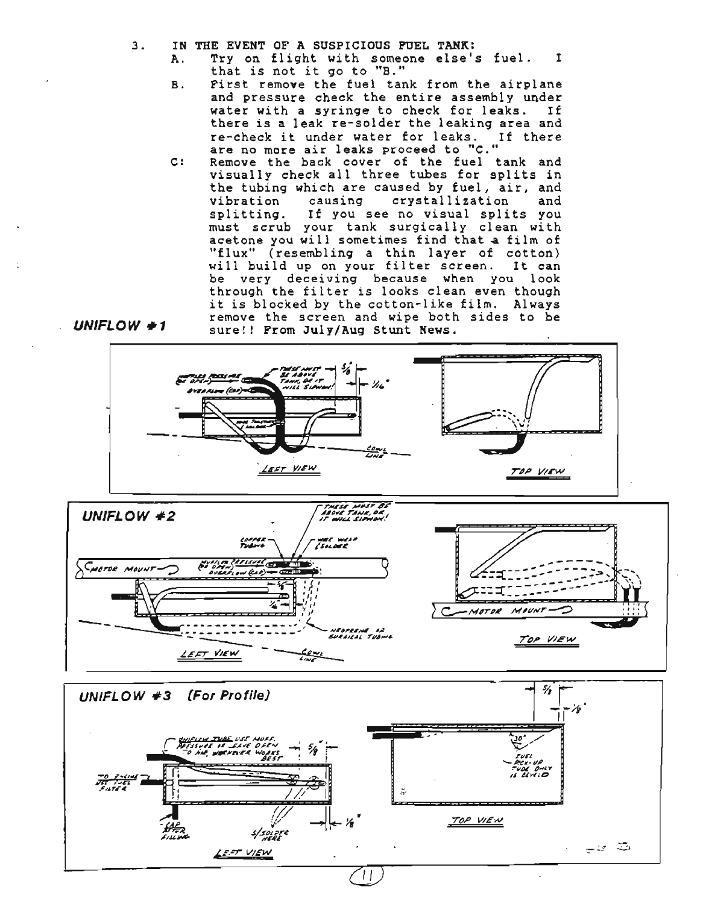3. IN THE EVENT OF A SUSPICIOUS FUEL TANK:
   A. Try on flight with someone else's fuel. I that is not it go to "B."
   B. First remove the fuel tank from the airplane and pressure check the entire assembly under water with a syringe to check for leaks. If there is a leak re-solder the leaking area and re-check it under water for leaks. If there are no more air leaks proceed to "C."
   C: Remove the back cover of the fuel tank and visually check all three tubes for splits in the tubing which are caused by fuel, air, and vibration causing crystallization and splitting. If you see no visual splits you must scrub your tank surgically clean with acetone you will sometimes find that a film of "flux" (resembling a thin layer of cotton) will build up on your filter screen. It can be very deceiving because when you look through the filter is looks clean even though it is blocked by the cotton-like film. Always remove the screen and wipe both sides to be sure!! From July/Aug Stunt News.

**UNIFLOW #1**

**UNIFLOW #2**

**UNIFLOW #3 (For Profile)**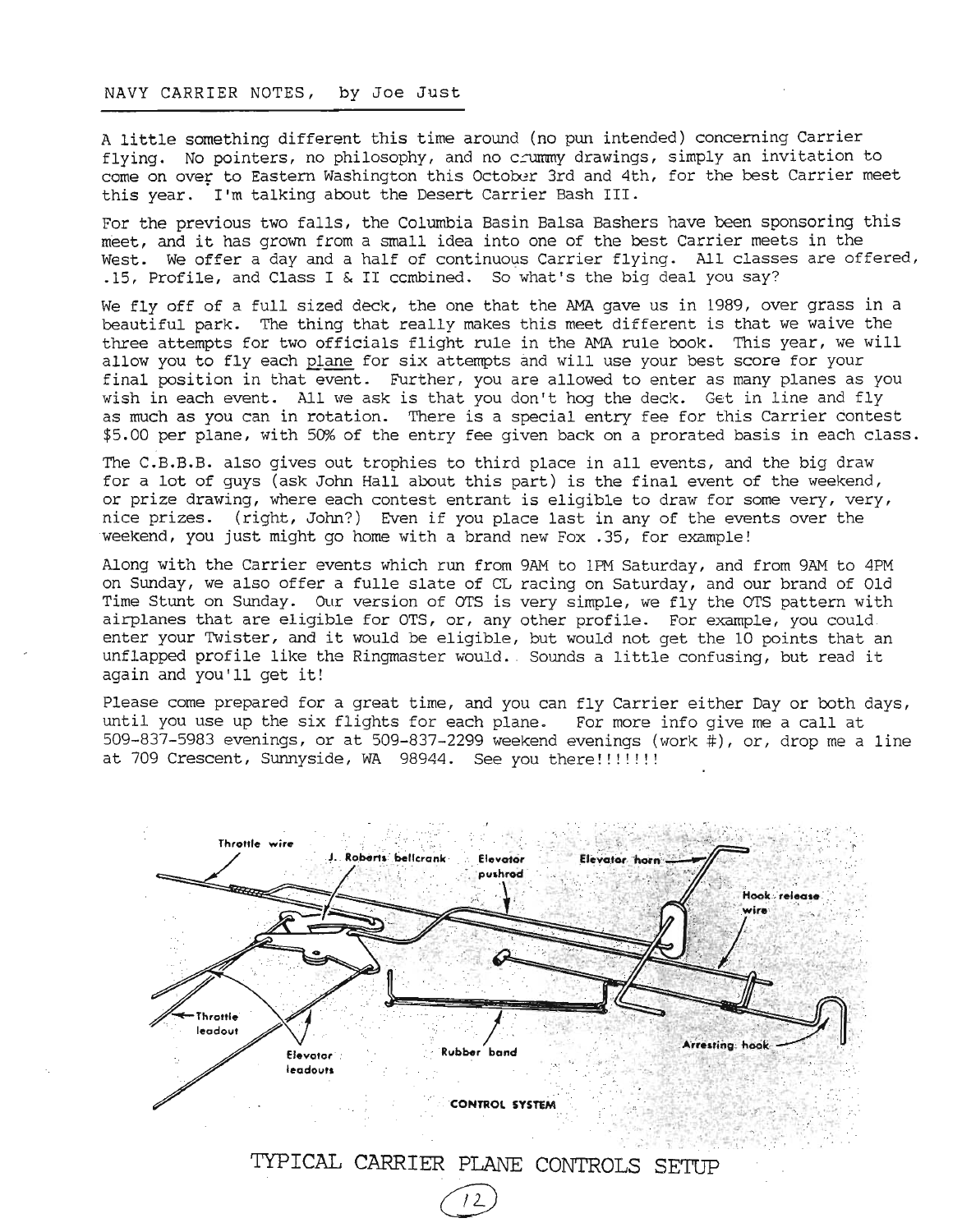NAVY CARRIER NOTES, by Joe Just

A little something different this time around (no pun intended) concerning Carrier flying. No pointers, no philosophy, and no crummy drawings, simply an invitation to come on over to Eastern Washington this October 3rd and 4th, for the best Carrier meet this year. I'm talking about the Desert Carrier Bash III.

For the previous two falls, the Columbia Basin Balsa Bashers have been sponsoring this meet, and it has grown from a small idea into one of the best Carrier meets in the West. We offer a day and a half of continuous Carrier flying. All classes are offered, .15, Profile, and Class I & II combined. So what's the big deal you say?

We fly off of a full sized deck, the one that the AMA gave us in 1989, over grass in a beautiful park. The thing that really makes this meet different is that we waive the three attempts for two officials flight rule in the AMA rule book. This year, we will allow you to fly each plane for six attempts and will use your best score for your final position in that event. Further, you are allowed to enter as many planes as you wish in each event. All we ask is that you don't hog the deck. Get in line and fly as much as you can in rotation. There is a special entry fee for this Carrier contest $5.00 per plane, with 50% of the entry fee given back on a prorated basis in each class.

The C.B.B.B. also gives out trophies to third place in all events, and the big draw for a lot of guys (ask John Hall about this part) is the final event of the weekend, or prize drawing, where each contest entrant is eligible to draw for some very, very, nice prizes. (right, John?) Even if you place last in any of the events over the weekend, you just might go home with a brand new Fox .35, for example!

Along with the Carrier events which run from 9AM to 1PM Saturday, and from 9AM to 4PM on Sunday, we also offer a fulle slate of CL racing on Saturday, and our brand of Old Time Stunt on Sunday. Our version of OTS is very simple, we fly the OTS pattern with airplanes that are eligible for OTS, or, any other profile. For example, you could enter your Twister, and it would be eligible, but would not get the 10 points that an unflapped profile like the Ringmaster would. Sounds a little confusing, but read it again and you'll get it!

Please come prepared for a great time, and you can fly Carrier either Day or both days, until you use up the six flights for each plane. For more info give me a call at 509-837-5983 evenings, or at 509-837-2299 weekend evenings (work #), or, drop me a line at 709 Crescent, Sunnyside, WA 98944. See you there!!!!!!!

Throttle wire · J. Roberts bellcrank · Elevator pushrod · Elevator horn · Hook release wire · Throttle leadout · Elevator leadouts · Rubber band · Arresting hook

CONTROL SYSTEM

TYPICAL CARRIER PLANE CONTROLS SETUP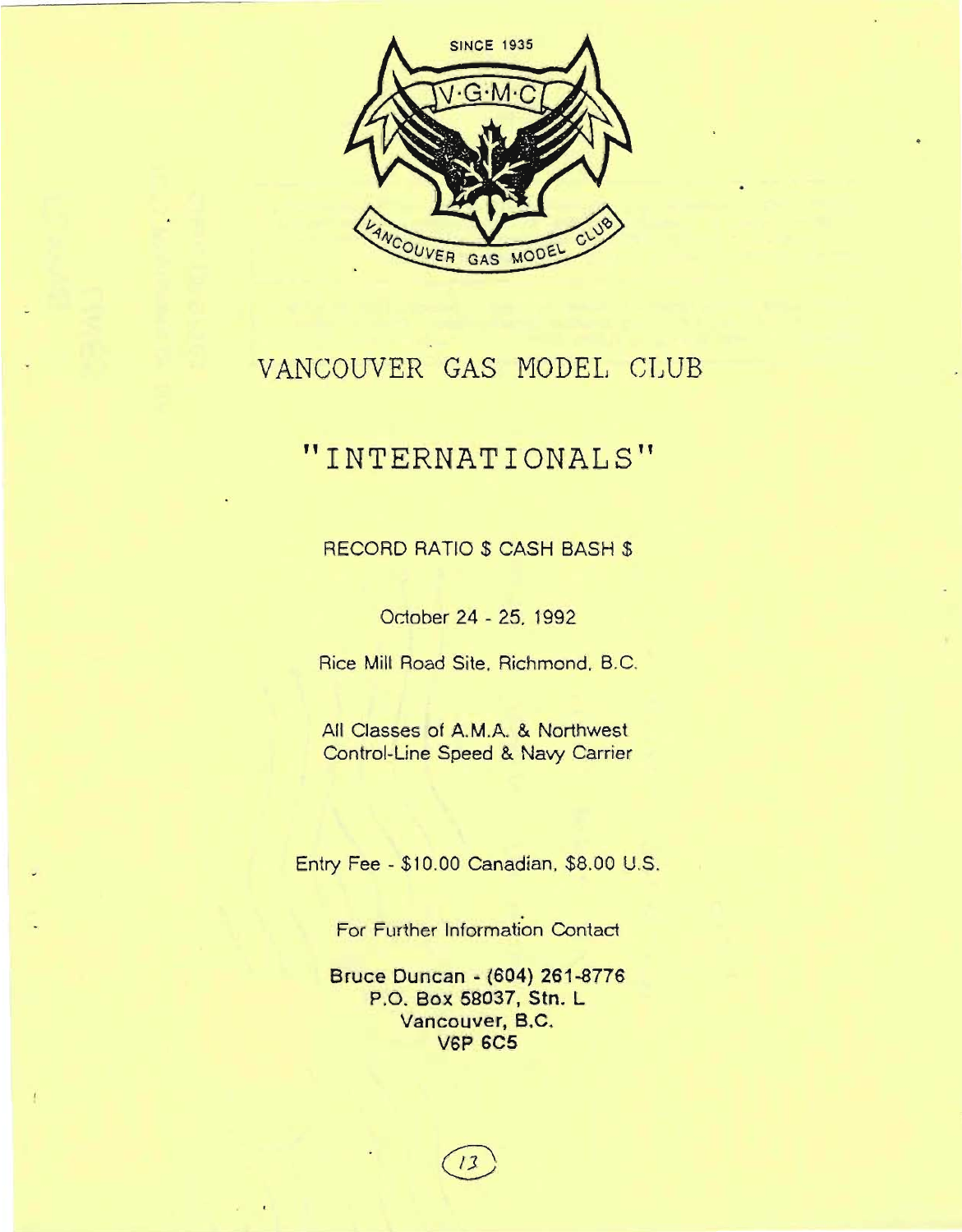SINCE 1935

V·G·M·C

VANCOUVER GAS MODEL CLUB

# VANCOUVER GAS MODEL CLUB

## "INTERNATIONALS"

RECORD RATIO $ CASH BASH $

October 24 - 25, 1992

Rice Mill Road Site, Richmond, B.C.

All Classes of A.M.A. & Northwest
Control-Line Speed & Navy Carrier

Entry Fee - $10.00 Canadian, $8.00 U.S.

For Further Information Contact

**Bruce Duncan - (604) 261-8776**
**P.O. Box 58037, Stn. L**
**Vancouver, B.C.**
**V6P 6C5**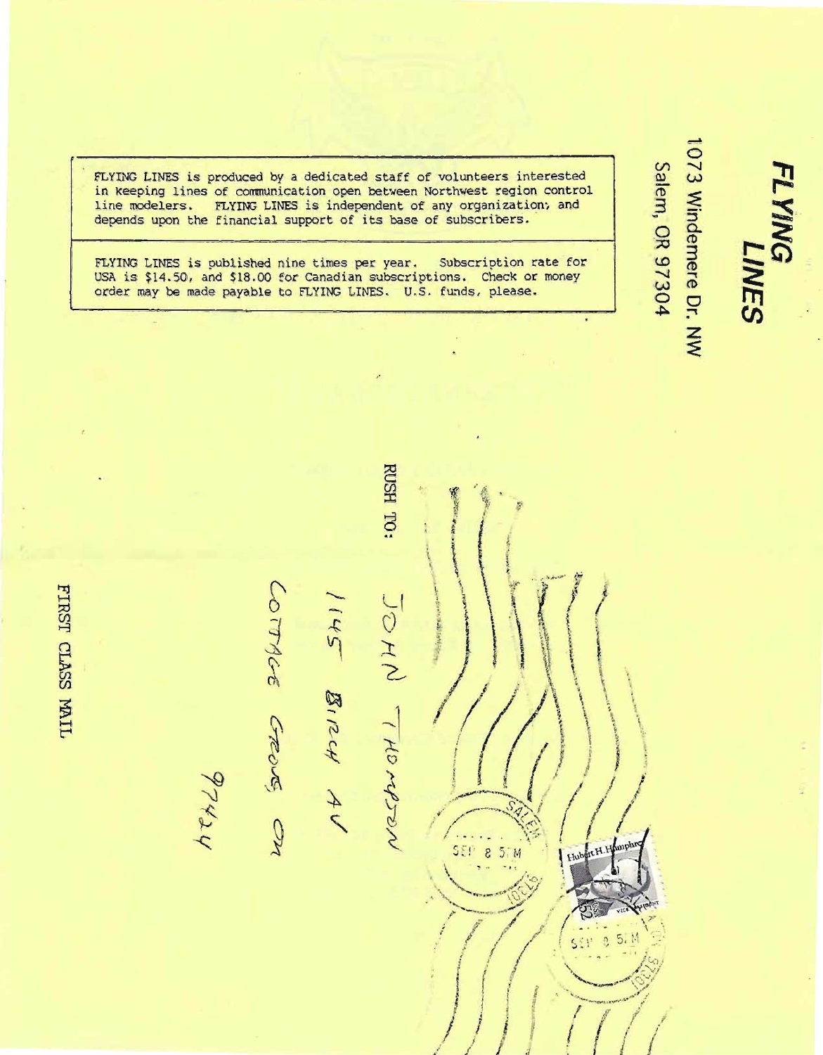# FLYING LINES

1073 Windemere Dr. NW
Salem, OR 97304

FLYING LINES is produced by a dedicated staff of volunteers interested in keeping lines of communication open between Northwest region control line modelers. FLYING LINES is independent of any organization, and depends upon the financial support of its base of subscribers.

FLYING LINES is published nine times per year. Subscription rate for USA is $14.50, and $18.00 for Canadian subscriptions. Check or money order may be made payable to FLYING LINES. U.S. funds, please.

RUSH TO: JOHN THOMPSON
1145 BIRCH AV
COTTAGE GROVE OR
97424

FIRST CLASS MAIL